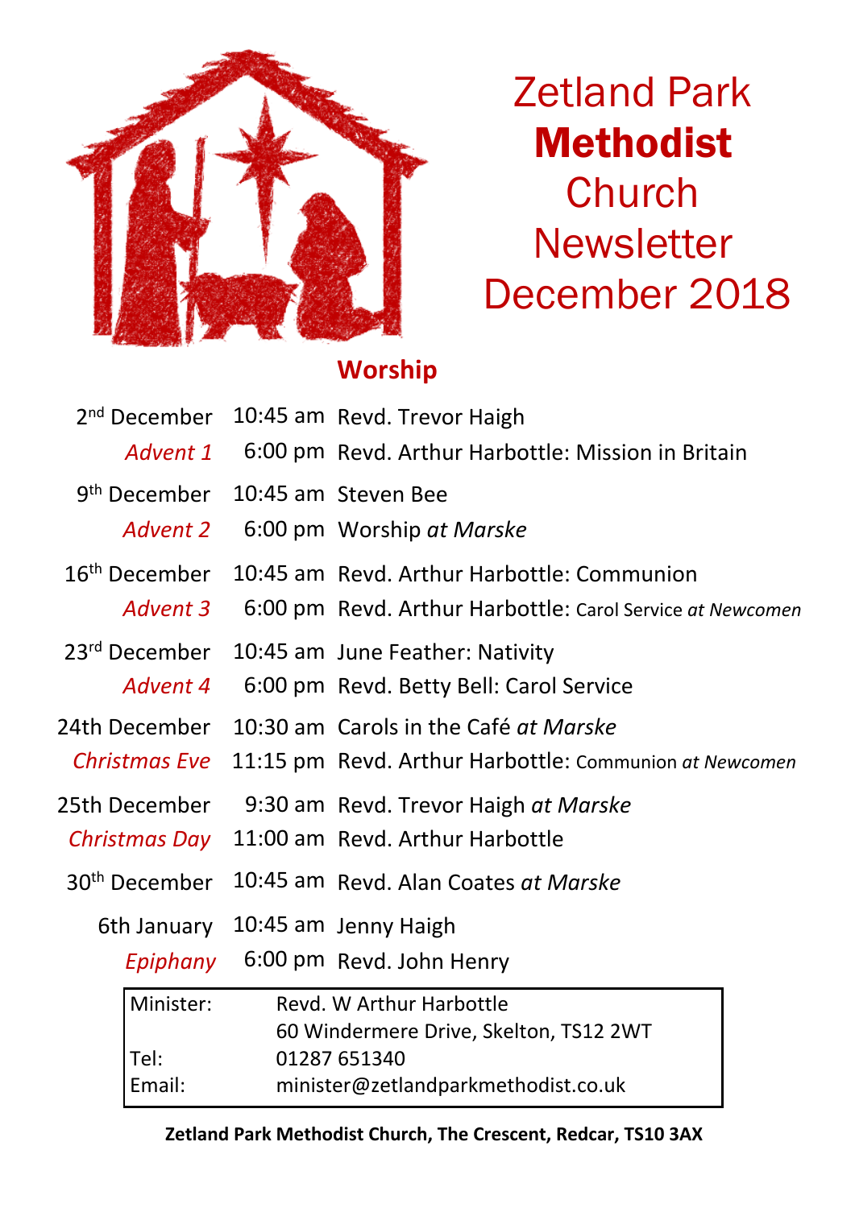# Zetland Park **Methodist** Church Newsletter December 2018

## Worship

| | | |
|---|---|---|
| 2nd December | 10:45 am | Revd. Trevor Haigh |
| *Advent 1* | 6:00 pm | Revd. Arthur Harbottle: Mission in Britain |
| 9th December | 10:45 am | Steven Bee |
| *Advent 2* | 6:00 pm | Worship *at Marske* |
| 16th December | 10:45 am | Revd. Arthur Harbottle: Communion |
| *Advent 3* | 6:00 pm | Revd. Arthur Harbottle: Carol Service *at Newcomen* |
| 23rd December | 10:45 am | June Feather: Nativity |
| *Advent 4* | 6:00 pm | Revd. Betty Bell: Carol Service |
| 24th December | 10:30 am | Carols in the Café *at Marske* |
| *Christmas Eve* | 11:15 pm | Revd. Arthur Harbottle: Communion *at Newcomen* |
| 25th December | 9:30 am | Revd. Trevor Haigh *at Marske* |
| *Christmas Day* | 11:00 am | Revd. Arthur Harbottle |
| 30th December | 10:45 am | Revd. Alan Coates *at Marske* |
| 6th January | 10:45 am | Jenny Haigh |
| *Epiphany* | 6:00 pm | Revd. John Henry |

| | |
|---|---|
| Minister: | Revd. W Arthur Harbottle |
| | 60 Windermere Drive, Skelton, TS12 2WT |
| Tel: | 01287 651340 |
| Email: | minister@zetlandparkmethodist.co.uk |

**Zetland Park Methodist Church, The Crescent, Redcar, TS10 3AX**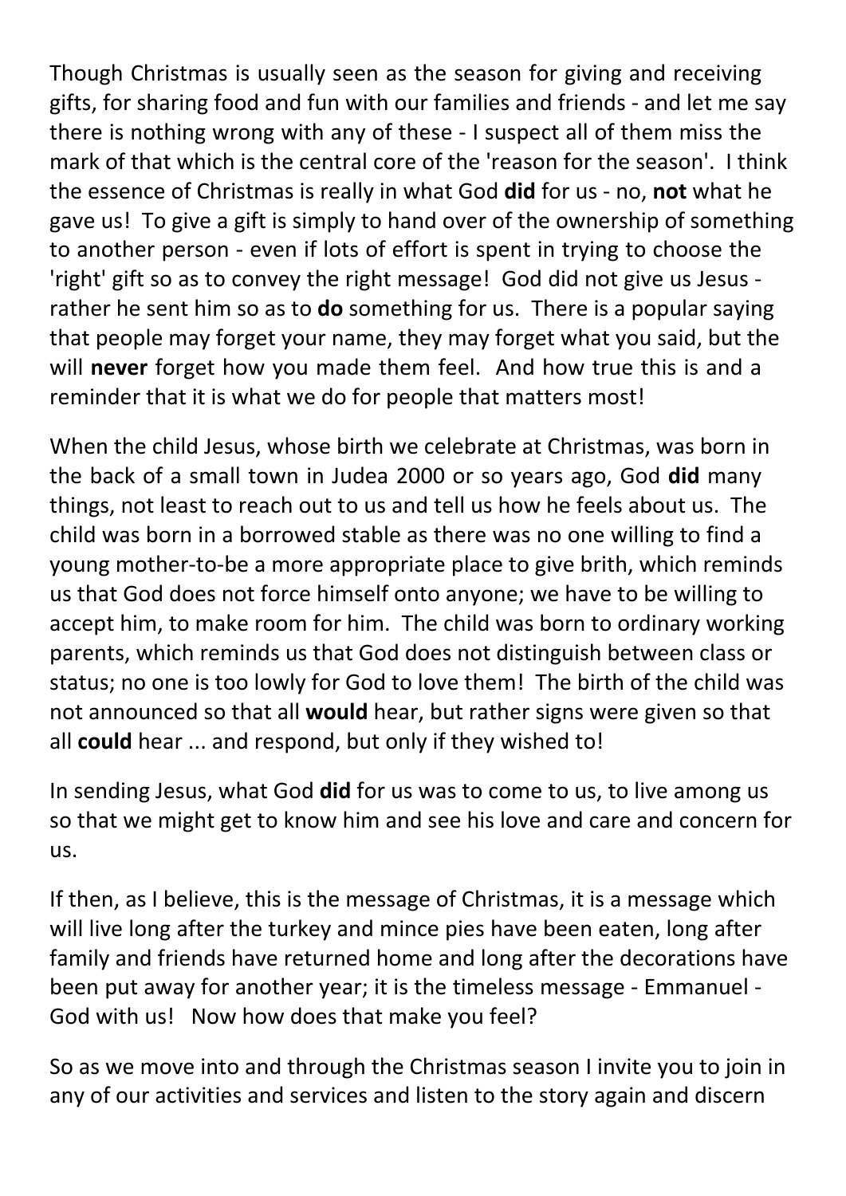Though Christmas is usually seen as the season for giving and receiving gifts, for sharing food and fun with our families and friends - and let me say there is nothing wrong with any of these - I suspect all of them miss the mark of that which is the central core of the 'reason for the season'. I think the essence of Christmas is really in what God **did** for us - no, **not** what he gave us! To give a gift is simply to hand over of the ownership of something to another person - even if lots of effort is spent in trying to choose the 'right' gift so as to convey the right message! God did not give us Jesus - rather he sent him so as to **do** something for us. There is a popular saying that people may forget your name, they may forget what you said, but the will **never** forget how you made them feel. And how true this is and a reminder that it is what we do for people that matters most!

When the child Jesus, whose birth we celebrate at Christmas, was born in the back of a small town in Judea 2000 or so years ago, God **did** many things, not least to reach out to us and tell us how he feels about us. The child was born in a borrowed stable as there was no one willing to find a young mother-to-be a more appropriate place to give brith, which reminds us that God does not force himself onto anyone; we have to be willing to accept him, to make room for him. The child was born to ordinary working parents, which reminds us that God does not distinguish between class or status; no one is too lowly for God to love them! The birth of the child was not announced so that all **would** hear, but rather signs were given so that all **could** hear ... and respond, but only if they wished to!

In sending Jesus, what God **did** for us was to come to us, to live among us so that we might get to know him and see his love and care and concern for us.

If then, as I believe, this is the message of Christmas, it is a message which will live long after the turkey and mince pies have been eaten, long after family and friends have returned home and long after the decorations have been put away for another year; it is the timeless message - Emmanuel - God with us! Now how does that make you feel?

So as we move into and through the Christmas season I invite you to join in any of our activities and services and listen to the story again and discern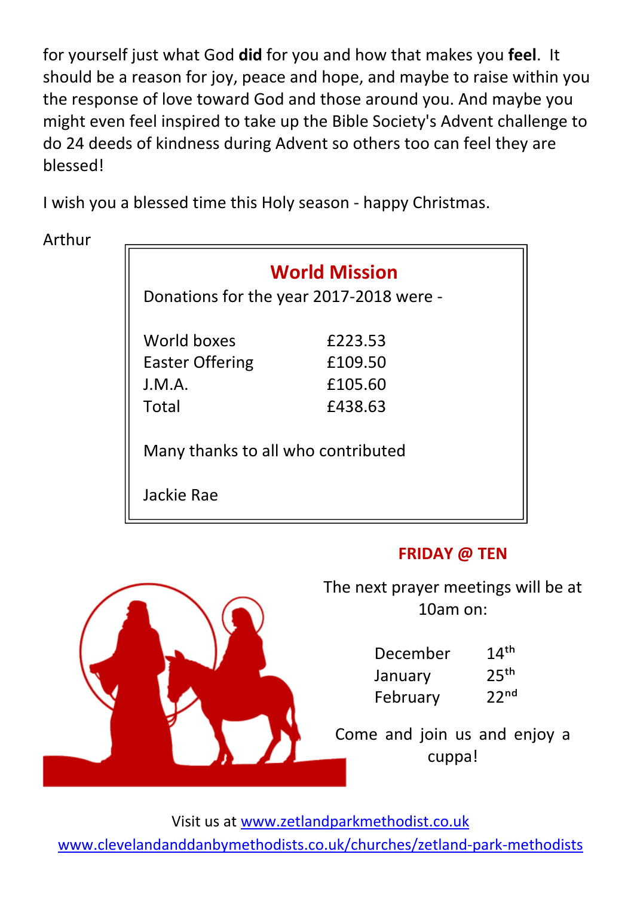for yourself just what God **did** for you and how that makes you **feel**. It should be a reason for joy, peace and hope, and maybe to raise within you the response of love toward God and those around you. And maybe you might even feel inspired to take up the Bible Society's Advent challenge to do 24 deeds of kindness during Advent so others too can feel they are blessed!

I wish you a blessed time this Holy season - happy Christmas.

Arthur

## World Mission

Donations for the year 2017-2018 were -

| | |
|---|---|
| World boxes | £223.53 |
| Easter Offering | £109.50 |
| J.M.A. | £105.60 |
| Total | £438.63 |

Many thanks to all who contributed

Jackie Rae

## FRIDAY @ TEN

The next prayer meetings will be at 10am on:

| | |
|---|---|
| December | 14th |
| January | 25th |
| February | 22nd |

Come and join us and enjoy a cuppa!

Visit us at www.zetlandparkmethodist.co.uk
www.clevelandanddanbymethodists.co.uk/churches/zetland-park-methodists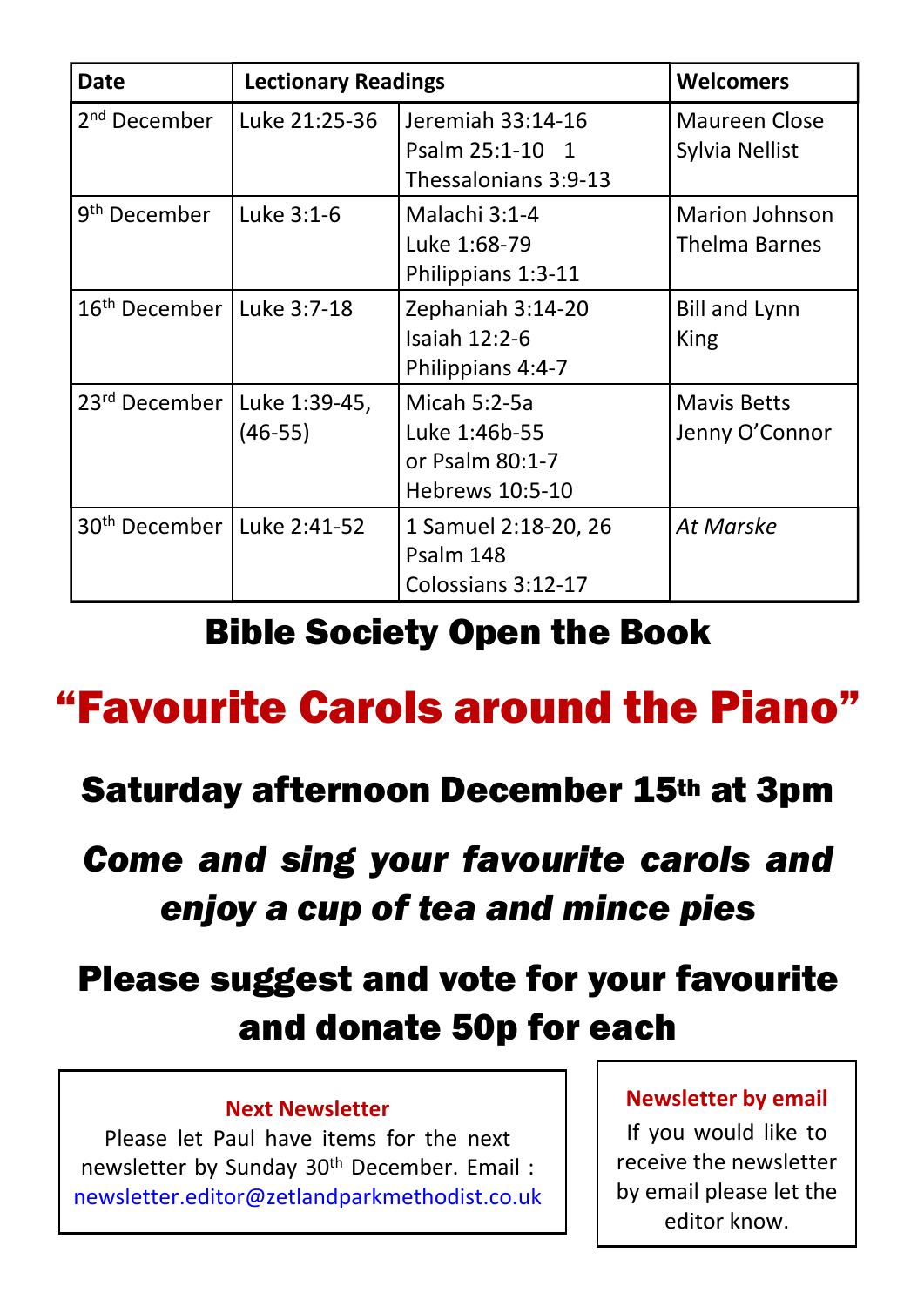| Date | Lectionary Readings | | Welcomers |
|---|---|---|---|
| 2nd December | Luke 21:25-36 | Jeremiah 33:14-16<br>Psalm 25:1-10 1<br>Thessalonians 3:9-13 | Maureen Close<br>Sylvia Nellist |
| 9th December | Luke 3:1-6 | Malachi 3:1-4<br>Luke 1:68-79<br>Philippians 1:3-11 | Marion Johnson<br>Thelma Barnes |
| 16th December | Luke 3:7-18 | Zephaniah 3:14-20<br>Isaiah 12:2-6<br>Philippians 4:4-7 | Bill and Lynn King |
| 23rd December | Luke 1:39-45, (46-55) | Micah 5:2-5a<br>Luke 1:46b-55<br>or Psalm 80:1-7<br>Hebrews 10:5-10 | Mavis Betts<br>Jenny O'Connor |
| 30th December | Luke 2:41-52 | 1 Samuel 2:18-20, 26<br>Psalm 148<br>Colossians 3:12-17 | *At Marske* |

# Bible Society Open the Book

# "Favourite Carols around the Piano"

## Saturday afternoon December 15th at 3pm

***Come and sing your favourite carols and enjoy a cup of tea and mince pies***

**Please suggest and vote for your favourite and donate 50p for each**

**Next Newsletter**

Please let Paul have items for the next newsletter by Sunday 30th December. Email : newsletter.editor@zetlandparkmethodist.co.uk

**Newsletter by email**

If you would like to receive the newsletter by email please let the editor know.